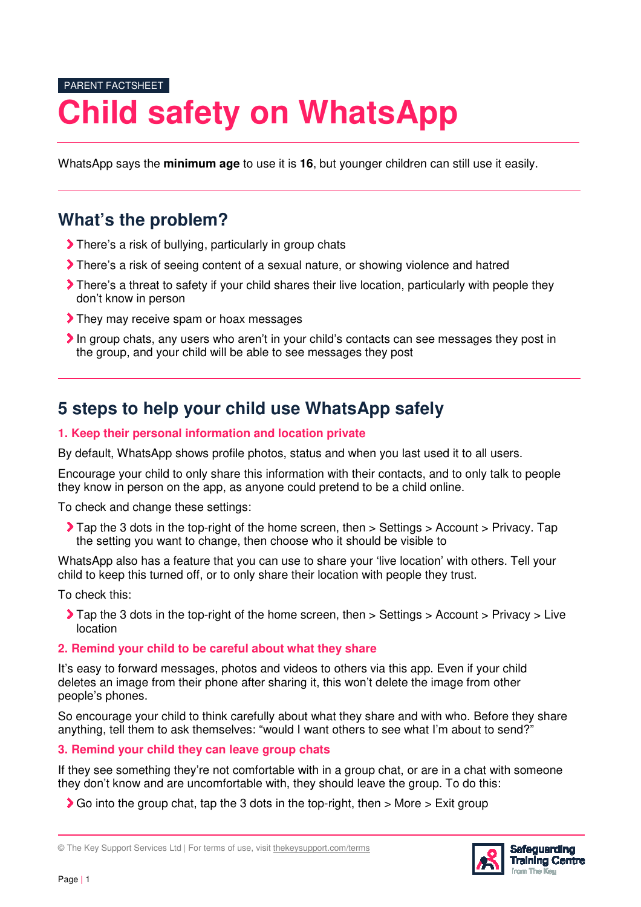PARENT FACTSHEET

# Child safety on WhatsApp

WhatsApp says the **minimum age** to use it is **16**, but younger children can still use it easily.

## What's the problem?

- There's a risk of bullying, particularly in group chats
- There's a risk of seeing content of a sexual nature, or showing violence and hatred
- There's a threat to safety if your child shares their live location, particularly with people they don't know in person
- They may receive spam or hoax messages
- In group chats, any users who aren't in your child's contacts can see messages they post in the group, and your child will be able to see messages they post

## 5 steps to help your child use WhatsApp safely

### 1. Keep their personal information and location private

By default, WhatsApp shows profile photos, status and when you last used it to all users.

Encourage your child to only share this information with their contacts, and to only talk to people they know in person on the app, as anyone could pretend to be a child online.

To check and change these settings:

- Tap the 3 dots in the top-right of the home screen, then > Settings > Account > Privacy. Tap the setting you want to change, then choose who it should be visible to

WhatsApp also has a feature that you can use to share your 'live location' with others. Tell your child to keep this turned off, or to only share their location with people they trust.

To check this:

- Tap the 3 dots in the top-right of the home screen, then > Settings > Account > Privacy > Live location

### 2. Remind your child to be careful about what they share

It's easy to forward messages, photos and videos to others via this app. Even if your child deletes an image from their phone after sharing it, this won't delete the image from other people's phones.

So encourage your child to think carefully about what they share and with who. Before they share anything, tell them to ask themselves: "would I want others to see what I'm about to send?"

### 3. Remind your child they can leave group chats

If they see something they're not comfortable with in a group chat, or are in a chat with someone they don't know and are uncomfortable with, they should leave the group. To do this:

- Go into the group chat, tap the 3 dots in the top-right, then > More > Exit group

© The Key Support Services Ltd | For terms of use, visit thekeysupport.com/terms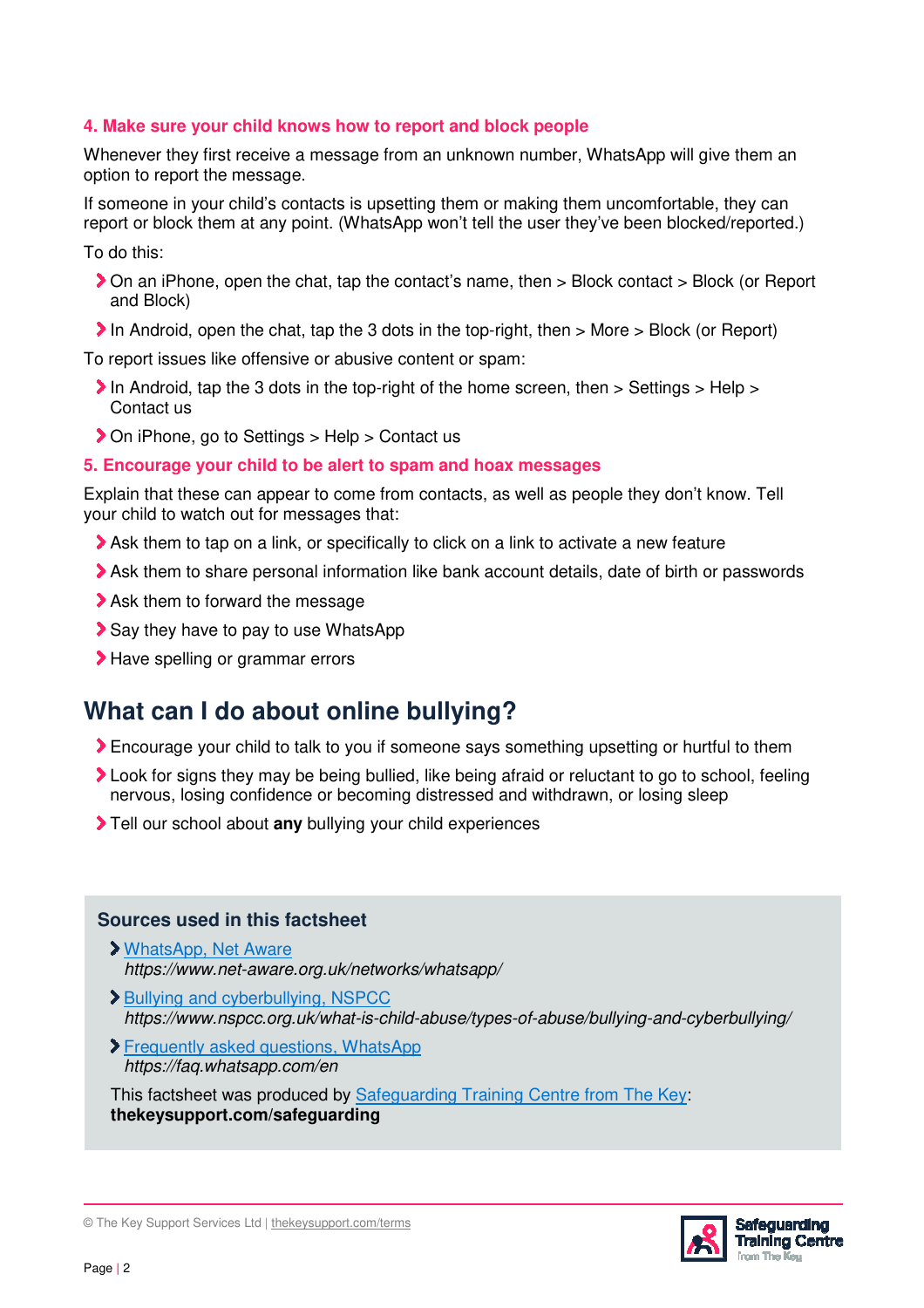### 4. Make sure your child knows how to report and block people

Whenever they first receive a message from an unknown number, WhatsApp will give them an option to report the message.

If someone in your child's contacts is upsetting them or making them uncomfortable, they can report or block them at any point. (WhatsApp won't tell the user they've been blocked/reported.)

To do this:

- On an iPhone, open the chat, tap the contact's name, then > Block contact > Block (or Report and Block)
- In Android, open the chat, tap the 3 dots in the top-right, then > More > Block (or Report)

To report issues like offensive or abusive content or spam:

- In Android, tap the 3 dots in the top-right of the home screen, then > Settings > Help > Contact us
- On iPhone, go to Settings > Help > Contact us

### 5. Encourage your child to be alert to spam and hoax messages

Explain that these can appear to come from contacts, as well as people they don't know. Tell your child to watch out for messages that:

- Ask them to tap on a link, or specifically to click on a link to activate a new feature
- Ask them to share personal information like bank account details, date of birth or passwords
- Ask them to forward the message
- Say they have to pay to use WhatsApp
- Have spelling or grammar errors

## What can I do about online bullying?

- Encourage your child to talk to you if someone says something upsetting or hurtful to them
- Look for signs they may be being bullied, like being afraid or reluctant to go to school, feeling nervous, losing confidence or becoming distressed and withdrawn, or losing sleep
- Tell our school about **any** bullying your child experiences

### Sources used in this factsheet

- [WhatsApp, Net Aware](https://www.net-aware.org.uk/networks/whatsapp/)
  *https://www.net-aware.org.uk/networks/whatsapp/*
- [Bullying and cyberbullying, NSPCC](https://www.nspcc.org.uk/what-is-child-abuse/types-of-abuse/bullying-and-cyberbullying/)
  *https://www.nspcc.org.uk/what-is-child-abuse/types-of-abuse/bullying-and-cyberbullying/*
- [Frequently asked questions, WhatsApp](https://faq.whatsapp.com/en)
  *https://faq.whatsapp.com/en*

This factsheet was produced by Safeguarding Training Centre from The Key: **thekeysupport.com/safeguarding**

© The Key Support Services Ltd | thekeysupport.com/terms